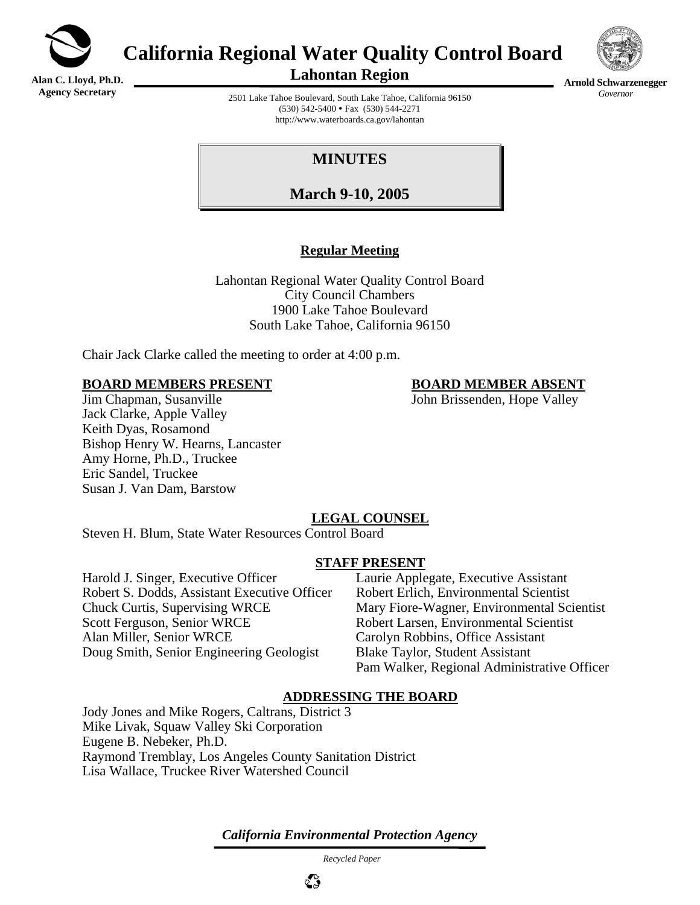**Alan C. Lloyd, Ph.D.**
**Agency Secretary**

# California Regional Water Quality Control Board

## Lahontan Region

**Arnold Schwarzenegger**
*Governor*

2501 Lake Tahoe Boulevard, South Lake Tahoe, California 96150
(530) 542-5400 • Fax (530) 544-2271
http://www.waterboards.ca.gov/lahontan

# MINUTES

## March 9-10, 2005

### Regular Meeting

Lahontan Regional Water Quality Control Board
City Council Chambers
1900 Lake Tahoe Boulevard
South Lake Tahoe, California 96150

Chair Jack Clarke called the meeting to order at 4:00 p.m.

**BOARD MEMBERS PRESENT**

Jim Chapman, Susanville
Jack Clarke, Apple Valley
Keith Dyas, Rosamond
Bishop Henry W. Hearns, Lancaster
Amy Horne, Ph.D., Truckee
Eric Sandel, Truckee
Susan J. Van Dam, Barstow

**BOARD MEMBER ABSENT**

John Brissenden, Hope Valley

**LEGAL COUNSEL**

Steven H. Blum, State Water Resources Control Board

**STAFF PRESENT**

Harold J. Singer, Executive Officer
Robert S. Dodds, Assistant Executive Officer
Chuck Curtis, Supervising WRCE
Scott Ferguson, Senior WRCE
Alan Miller, Senior WRCE
Doug Smith, Senior Engineering Geologist
Laurie Applegate, Executive Assistant
Robert Erlich, Environmental Scientist
Mary Fiore-Wagner, Environmental Scientist
Robert Larsen, Environmental Scientist
Carolyn Robbins, Office Assistant
Blake Taylor, Student Assistant
Pam Walker, Regional Administrative Officer

**ADDRESSING THE BOARD**

Jody Jones and Mike Rogers, Caltrans, District 3
Mike Livak, Squaw Valley Ski Corporation
Eugene B. Nebeker, Ph.D.
Raymond Tremblay, Los Angeles County Sanitation District
Lisa Wallace, Truckee River Watershed Council

*California Environmental Protection Agency*

*Recycled Paper*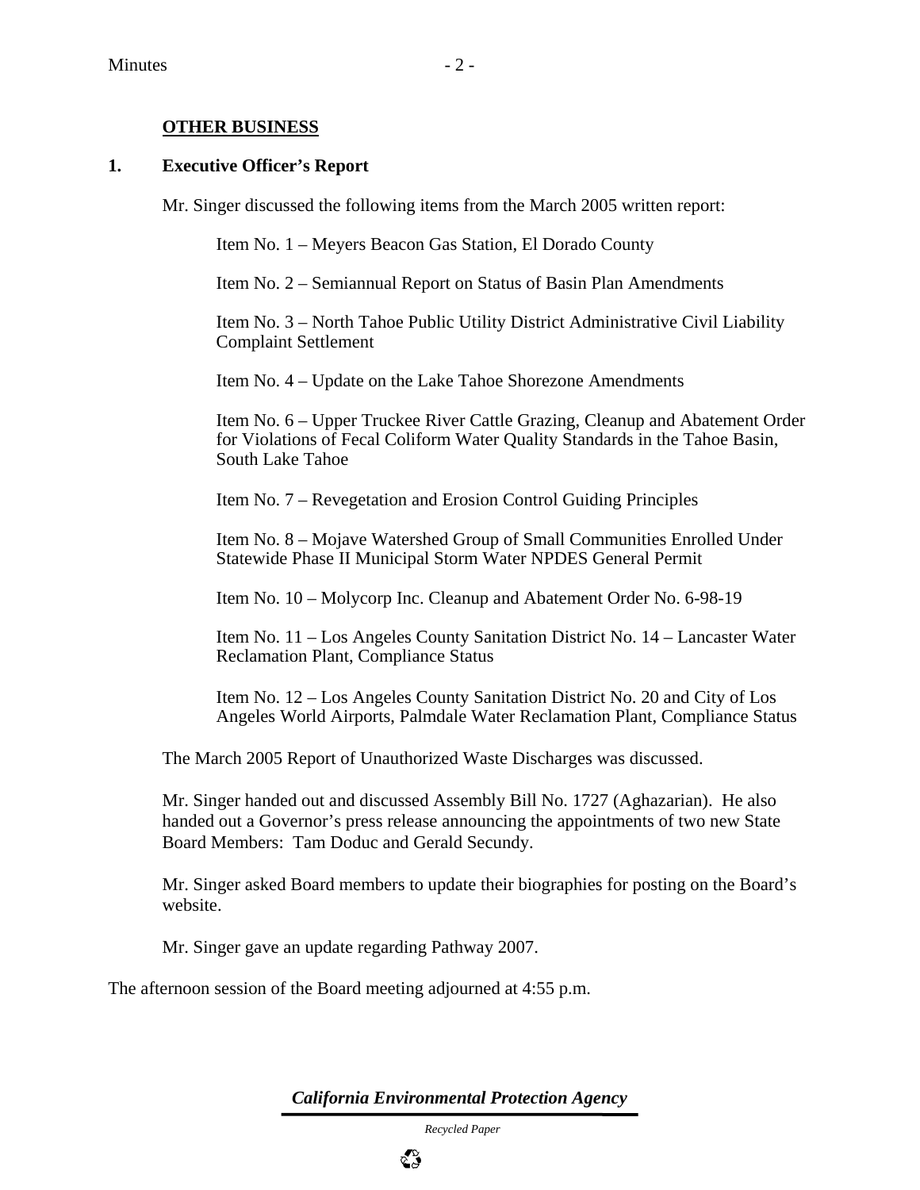## OTHER BUSINESS

### 1. Executive Officer's Report

Mr. Singer discussed the following items from the March 2005 written report:

Item No. 1 – Meyers Beacon Gas Station, El Dorado County

Item No. 2 – Semiannual Report on Status of Basin Plan Amendments

Item No. 3 – North Tahoe Public Utility District Administrative Civil Liability Complaint Settlement

Item No. 4 – Update on the Lake Tahoe Shorezone Amendments

Item No. 6 – Upper Truckee River Cattle Grazing, Cleanup and Abatement Order for Violations of Fecal Coliform Water Quality Standards in the Tahoe Basin, South Lake Tahoe

Item No. 7 – Revegetation and Erosion Control Guiding Principles

Item No. 8 – Mojave Watershed Group of Small Communities Enrolled Under Statewide Phase II Municipal Storm Water NPDES General Permit

Item No. 10 – Molycorp Inc. Cleanup and Abatement Order No. 6-98-19

Item No. 11 – Los Angeles County Sanitation District No. 14 – Lancaster Water Reclamation Plant, Compliance Status

Item No. 12 – Los Angeles County Sanitation District No. 20 and City of Los Angeles World Airports, Palmdale Water Reclamation Plant, Compliance Status

The March 2005 Report of Unauthorized Waste Discharges was discussed.

Mr. Singer handed out and discussed Assembly Bill No. 1727 (Aghazarian). He also handed out a Governor's press release announcing the appointments of two new State Board Members: Tam Doduc and Gerald Secundy.

Mr. Singer asked Board members to update their biographies for posting on the Board's website.

Mr. Singer gave an update regarding Pathway 2007.

The afternoon session of the Board meeting adjourned at 4:55 p.m.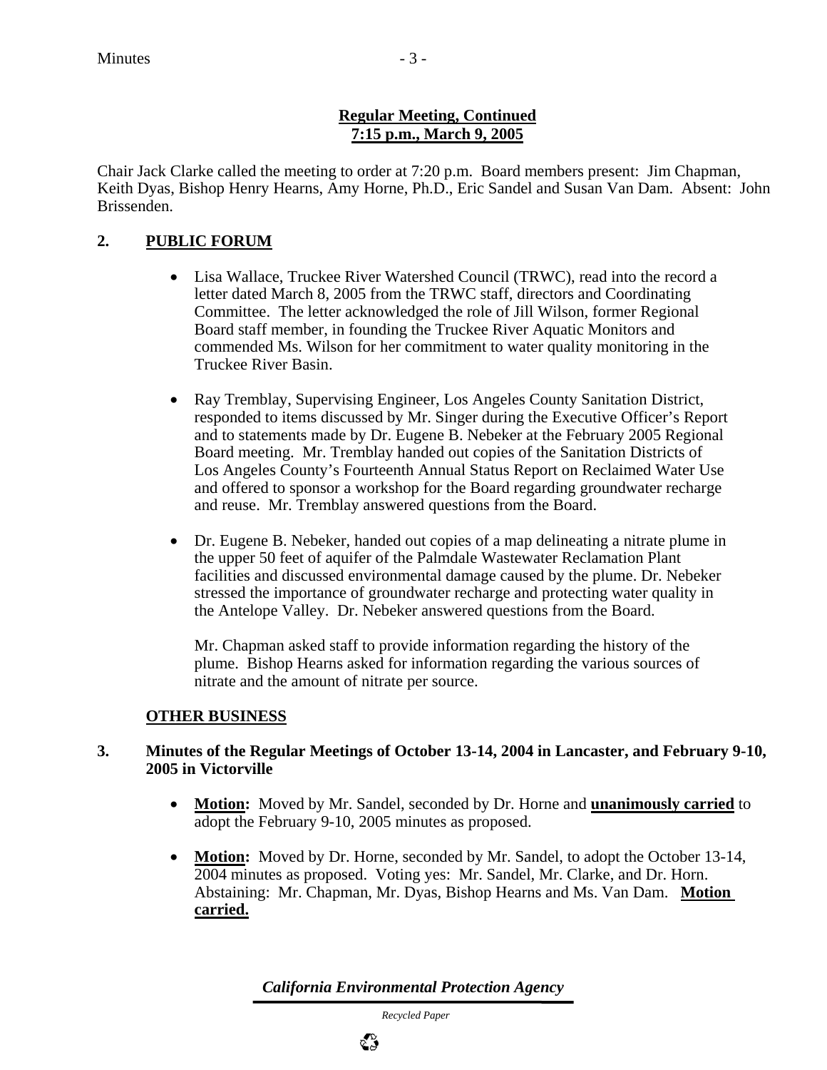**Regular Meeting, Continued**
**7:15 p.m., March 9, 2005**

Chair Jack Clarke called the meeting to order at 7:20 p.m. Board members present: Jim Chapman, Keith Dyas, Bishop Henry Hearns, Amy Horne, Ph.D., Eric Sandel and Susan Van Dam. Absent: John Brissenden.

## 2. PUBLIC FORUM

- Lisa Wallace, Truckee River Watershed Council (TRWC), read into the record a letter dated March 8, 2005 from the TRWC staff, directors and Coordinating Committee. The letter acknowledged the role of Jill Wilson, former Regional Board staff member, in founding the Truckee River Aquatic Monitors and commended Ms. Wilson for her commitment to water quality monitoring in the Truckee River Basin.

- Ray Tremblay, Supervising Engineer, Los Angeles County Sanitation District, responded to items discussed by Mr. Singer during the Executive Officer's Report and to statements made by Dr. Eugene B. Nebeker at the February 2005 Regional Board meeting. Mr. Tremblay handed out copies of the Sanitation Districts of Los Angeles County's Fourteenth Annual Status Report on Reclaimed Water Use and offered to sponsor a workshop for the Board regarding groundwater recharge and reuse. Mr. Tremblay answered questions from the Board.

- Dr. Eugene B. Nebeker, handed out copies of a map delineating a nitrate plume in the upper 50 feet of aquifer of the Palmdale Wastewater Reclamation Plant facilities and discussed environmental damage caused by the plume. Dr. Nebeker stressed the importance of groundwater recharge and protecting water quality in the Antelope Valley. Dr. Nebeker answered questions from the Board.

  Mr. Chapman asked staff to provide information regarding the history of the plume. Bishop Hearns asked for information regarding the various sources of nitrate and the amount of nitrate per source.

## OTHER BUSINESS

### 3. Minutes of the Regular Meetings of October 13-14, 2004 in Lancaster, and February 9-10, 2005 in Victorville

- **Motion:** Moved by Mr. Sandel, seconded by Dr. Horne and **unanimously carried** to adopt the February 9-10, 2005 minutes as proposed.

- **Motion:** Moved by Dr. Horne, seconded by Mr. Sandel, to adopt the October 13-14, 2004 minutes as proposed. Voting yes: Mr. Sandel, Mr. Clarke, and Dr. Horn. Abstaining: Mr. Chapman, Mr. Dyas, Bishop Hearns and Ms. Van Dam. **Motion carried.**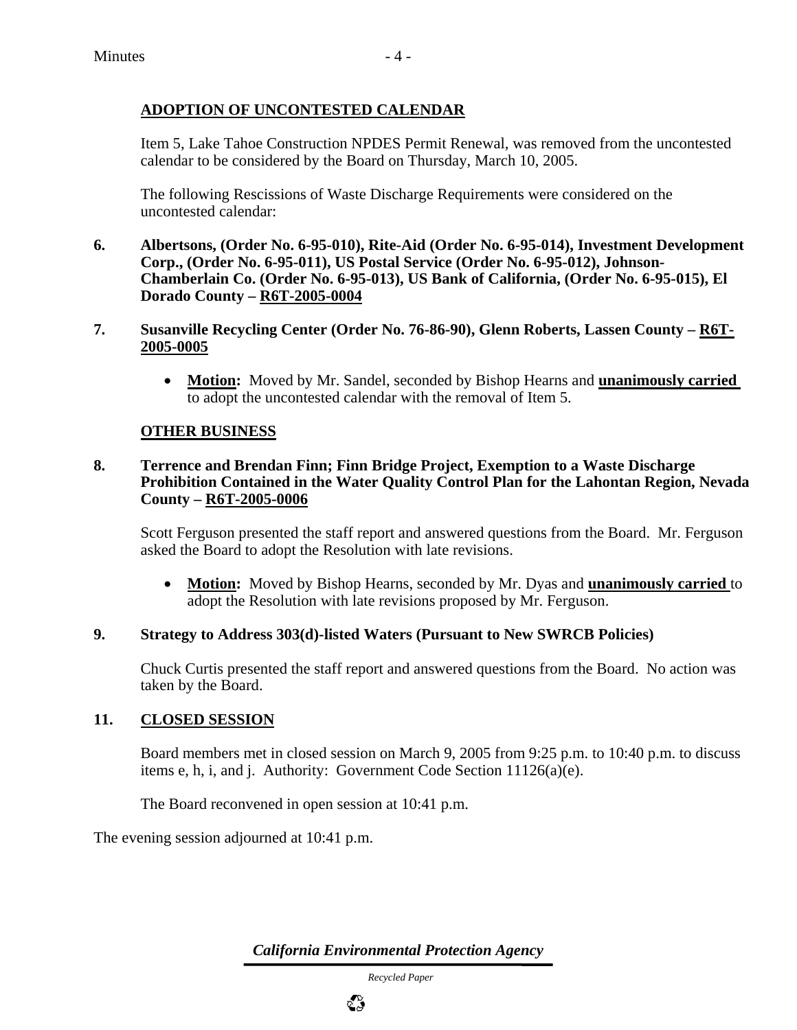## ADOPTION OF UNCONTESTED CALENDAR

Item 5, Lake Tahoe Construction NPDES Permit Renewal, was removed from the uncontested calendar to be considered by the Board on Thursday, March 10, 2005.

The following Rescissions of Waste Discharge Requirements were considered on the uncontested calendar:

**6. Albertsons, (Order No. 6-95-010), Rite-Aid (Order No. 6-95-014), Investment Development Corp., (Order No. 6-95-011), US Postal Service (Order No. 6-95-012), Johnson-Chamberlain Co. (Order No. 6-95-013), US Bank of California, (Order No. 6-95-015), El Dorado County – R6T-2005-0004**

**7. Susanville Recycling Center (Order No. 76-86-90), Glenn Roberts, Lassen County – R6T-2005-0005**

- **Motion:** Moved by Mr. Sandel, seconded by Bishop Hearns and **unanimously carried** to adopt the uncontested calendar with the removal of Item 5.

## OTHER BUSINESS

**8. Terrence and Brendan Finn; Finn Bridge Project, Exemption to a Waste Discharge Prohibition Contained in the Water Quality Control Plan for the Lahontan Region, Nevada County – R6T-2005-0006**

Scott Ferguson presented the staff report and answered questions from the Board. Mr. Ferguson asked the Board to adopt the Resolution with late revisions.

- **Motion:** Moved by Bishop Hearns, seconded by Mr. Dyas and **unanimously carried** to adopt the Resolution with late revisions proposed by Mr. Ferguson.

**9. Strategy to Address 303(d)-listed Waters (Pursuant to New SWRCB Policies)**

Chuck Curtis presented the staff report and answered questions from the Board. No action was taken by the Board.

**11. CLOSED SESSION**

Board members met in closed session on March 9, 2005 from 9:25 p.m. to 10:40 p.m. to discuss items e, h, i, and j. Authority: Government Code Section 11126(a)(e).

The Board reconvened in open session at 10:41 p.m.

The evening session adjourned at 10:41 p.m.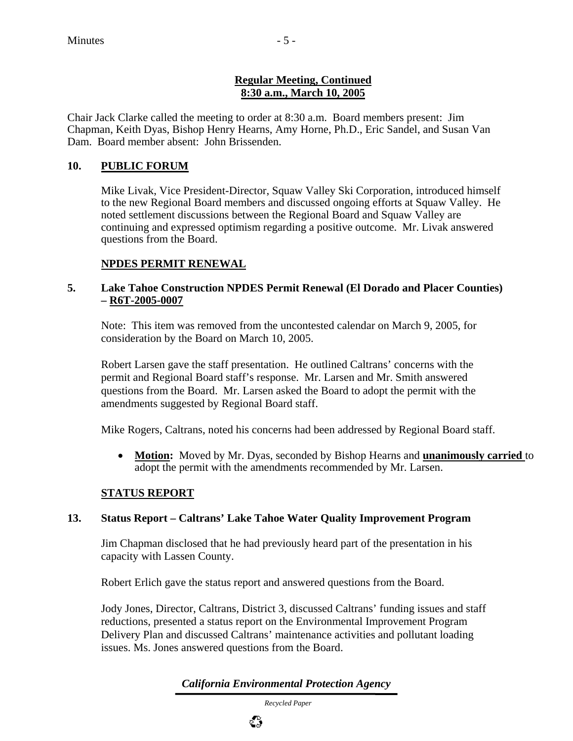**Regular Meeting, Continued**
**8:30 a.m., March 10, 2005**

Chair Jack Clarke called the meeting to order at 8:30 a.m. Board members present: Jim Chapman, Keith Dyas, Bishop Henry Hearns, Amy Horne, Ph.D., Eric Sandel, and Susan Van Dam. Board member absent: John Brissenden.

## 10. PUBLIC FORUM

Mike Livak, Vice President-Director, Squaw Valley Ski Corporation, introduced himself to the new Regional Board members and discussed ongoing efforts at Squaw Valley. He noted settlement discussions between the Regional Board and Squaw Valley are continuing and expressed optimism regarding a positive outcome. Mr. Livak answered questions from the Board.

## NPDES PERMIT RENEWAL

### 5. Lake Tahoe Construction NPDES Permit Renewal (El Dorado and Placer Counties) – R6T-2005-0007

Note: This item was removed from the uncontested calendar on March 9, 2005, for consideration by the Board on March 10, 2005.

Robert Larsen gave the staff presentation. He outlined Caltrans' concerns with the permit and Regional Board staff's response. Mr. Larsen and Mr. Smith answered questions from the Board. Mr. Larsen asked the Board to adopt the permit with the amendments suggested by Regional Board staff.

Mike Rogers, Caltrans, noted his concerns had been addressed by Regional Board staff.

- **Motion:** Moved by Mr. Dyas, seconded by Bishop Hearns and **unanimously carried** to adopt the permit with the amendments recommended by Mr. Larsen.

## STATUS REPORT

### 13. Status Report – Caltrans' Lake Tahoe Water Quality Improvement Program

Jim Chapman disclosed that he had previously heard part of the presentation in his capacity with Lassen County.

Robert Erlich gave the status report and answered questions from the Board.

Jody Jones, Director, Caltrans, District 3, discussed Caltrans' funding issues and staff reductions, presented a status report on the Environmental Improvement Program Delivery Plan and discussed Caltrans' maintenance activities and pollutant loading issues. Ms. Jones answered questions from the Board.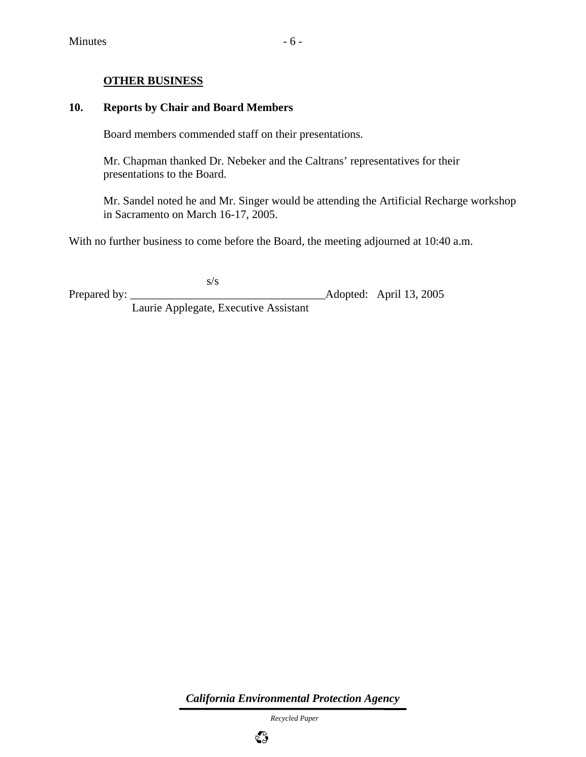**OTHER BUSINESS**

**10. Reports by Chair and Board Members**

Board members commended staff on their presentations.

Mr. Chapman thanked Dr. Nebeker and the Caltrans' representatives for their presentations to the Board.

Mr. Sandel noted he and Mr. Singer would be attending the Artificial Recharge workshop in Sacramento on March 16-17, 2005.

With no further business to come before the Board, the meeting adjourned at 10:40 a.m.

s/s
Prepared by: ___________________________________ Adopted: April 13, 2005
Laurie Applegate, Executive Assistant

*California Environmental Protection Agency*

*Recycled Paper*